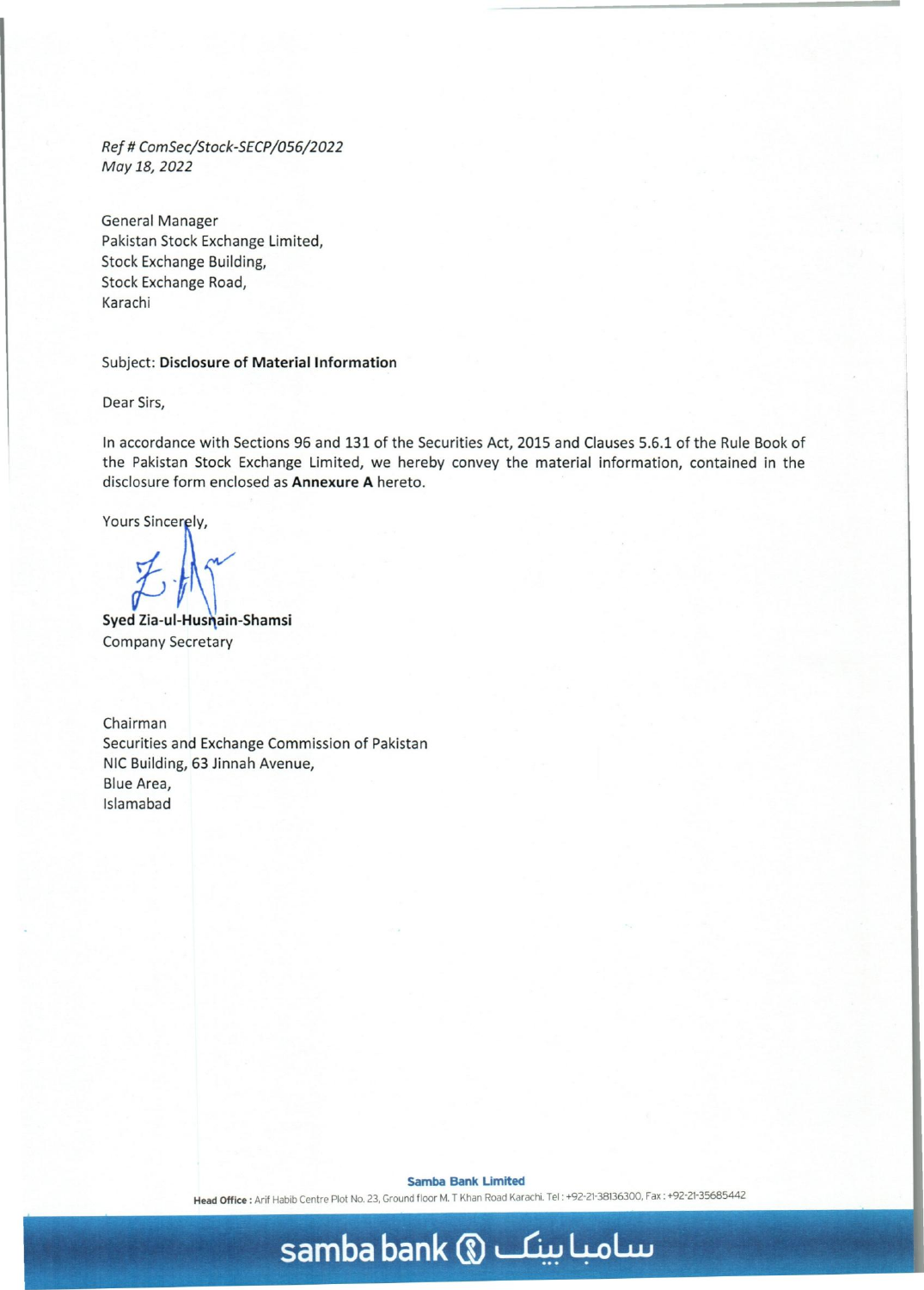*Ref # ComSec/Stock-SECP/056/2022*
*May 18, 2022*

General Manager
Pakistan Stock Exchange Limited,
Stock Exchange Building,
Stock Exchange Road,
Karachi

Subject: **Disclosure of Material Information**

Dear Sirs,

In accordance with Sections 96 and 131 of the Securities Act, 2015 and Clauses 5.6.1 of the Rule Book of the Pakistan Stock Exchange Limited, we hereby convey the material information, contained in the disclosure form enclosed as **Annexure A** hereto.

Yours Sincerely,

**Syed Zia-ul-Husnain-Shamsi**
Company Secretary

Chairman
Securities and Exchange Commission of Pakistan
NIC Building, 63 Jinnah Avenue,
Blue Area,
Islamabad

**Samba Bank Limited**
**Head Office :** Arif Habib Centre Plot No. 23, Ground floor M. T Khan Road Karachi. Tel : +92-21-38136300, Fax : +92-21-35685442

samba bank سامبا بینک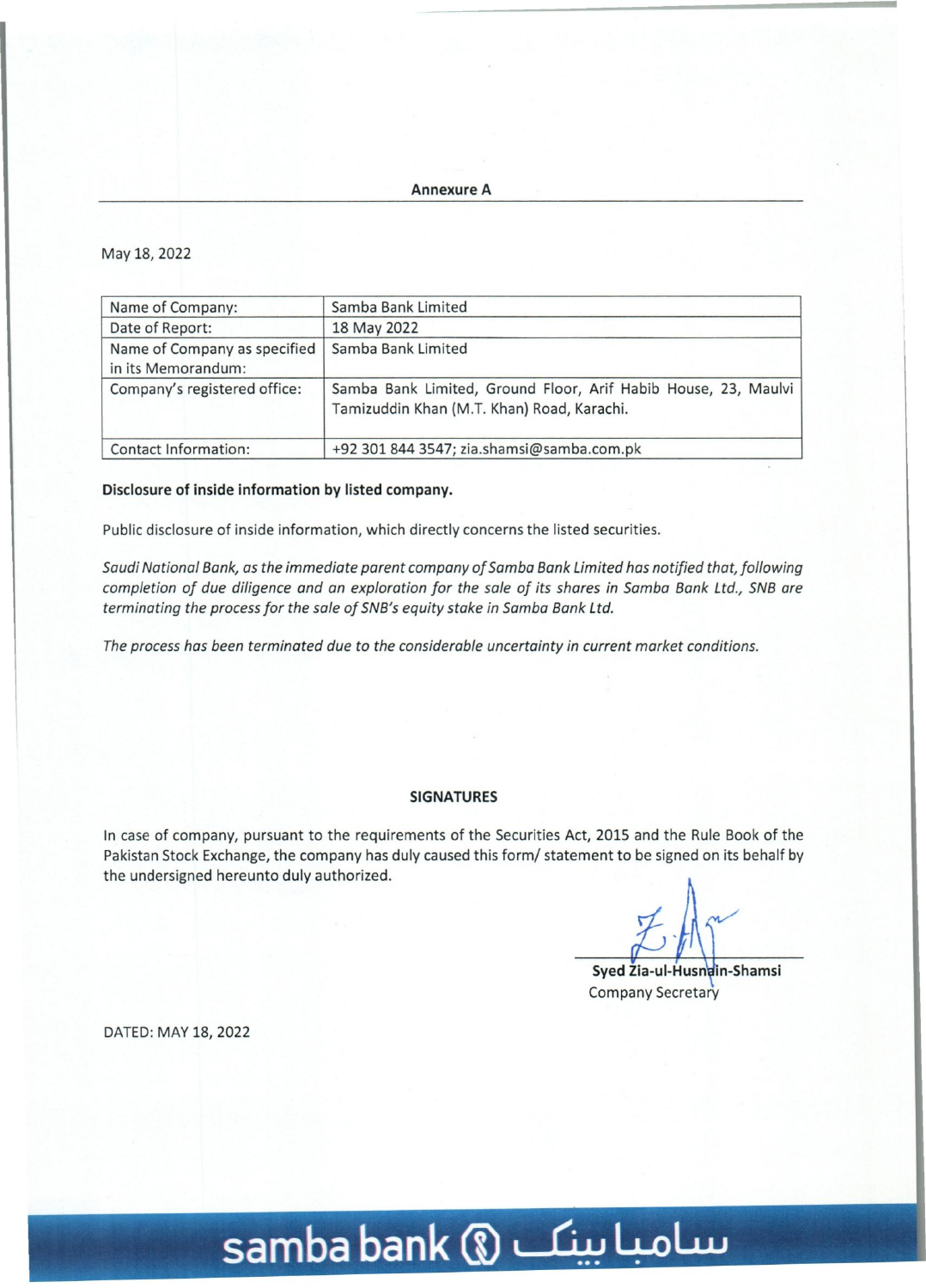**Annexure A**

May 18, 2022

| Name of Company: | Samba Bank Limited |
|---|---|
| Date of Report: | 18 May 2022 |
| Name of Company as specified in its Memorandum: | Samba Bank Limited |
| Company's registered office: | Samba Bank Limited, Ground Floor, Arif Habib House, 23, Maulvi Tamizuddin Khan (M.T. Khan) Road, Karachi. |
| Contact Information: | +92 301 844 3547; zia.shamsi@samba.com.pk |

**Disclosure of inside information by listed company.**

Public disclosure of inside information, which directly concerns the listed securities.

*Saudi National Bank, as the immediate parent company of Samba Bank Limited has notified that, following completion of due diligence and an exploration for the sale of its shares in Samba Bank Ltd., SNB are terminating the process for the sale of SNB's equity stake in Samba Bank Ltd.*

*The process has been terminated due to the considerable uncertainty in current market conditions.*

**SIGNATURES**

In case of company, pursuant to the requirements of the Securities Act, 2015 and the Rule Book of the Pakistan Stock Exchange, the company has duly caused this form/ statement to be signed on its behalf by the undersigned hereunto duly authorized.

**Syed Zia-ul-Husnain-Shamsi**
Company Secretary

DATED: MAY 18, 2022

samba bank سامبا بینک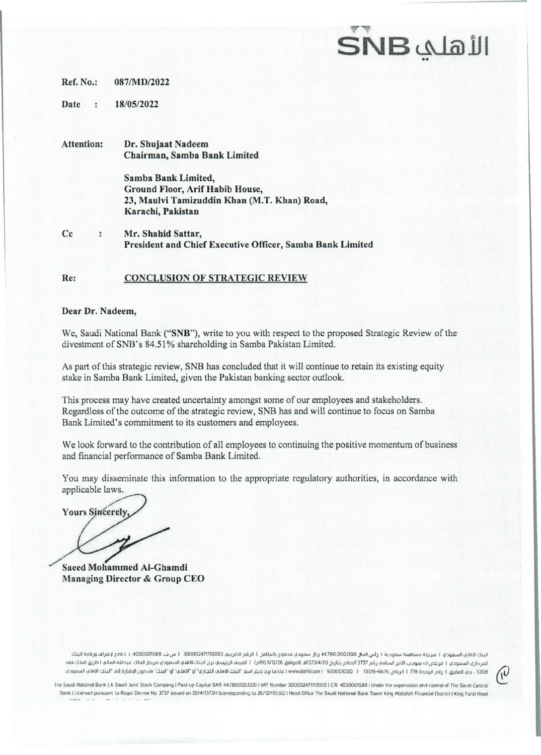SNB الأهلي

**Ref. No.:** 087/MD/2022

**Date :** 18/05/2022

**Attention:** **Dr. Shujaat Nadeem**
**Chairman, Samba Bank Limited**

**Samba Bank Limited,**
**Ground Floor, Arif Habib House,**
**23, Maulvi Tamizuddin Khan (M.T. Khan) Road,**
**Karachi, Pakistan**

**Cc :** **Mr. Shahid Sattar,**
**President and Chief Executive Officer, Samba Bank Limited**

**Re:** **CONCLUSION OF STRATEGIC REVIEW**

**Dear Dr. Nadeem,**

We, Saudi National Bank ("**SNB**"), write to you with respect to the proposed Strategic Review of the divestment of SNB's 84.51% shareholding in Samba Pakistan Limited.

As part of this strategic review, SNB has concluded that it will continue to retain its existing equity stake in Samba Bank Limited, given the Pakistan banking sector outlook.

This process may have created uncertainty amongst some of our employees and stakeholders. Regardless of the outcome of the strategic review, SNB has and will continue to focus on Samba Bank Limited's commitment to its customers and employees.

We look forward to the contribution of all employees to continuing the positive momentum of business and financial performance of Samba Bank Limited.

You may disseminate this information to the appropriate regulatory authorities, in accordance with applicable laws.

Yours Sincerely,

**Saeed Mohammed Al-Ghamdi**
**Managing Director & Group CEO**

البنك الأهلي السعودي | شركة مساهمة سعودية | رأس المال 44,780,000,000 ريال سعودي مدفوع بالكامل | الرقم الضريبي 300002471110003 | س.ت. 4030001588 | خاضع لإشراف ورقابة البنك المركزي السعودي | مرخص له بموجب الأمر السامي رقم 3737 الصادر بتاريخ 1373/4/20هـ (الموافق 1953/12/26م) | المبنى الرئيسي برج البنك الأهلي السعودي مركز الملك عبدالله المالي | طريق الملك فهد 3208 - حي العقيق | رقم الوحدة 778 | الرياض 6676-13519 | 920001000 | www.alahli.com | عندما يرد ذكر اسم "البنك الأهلي التجاري" أو "الأهلي" أو "البنك" فتكون الإشارة إلى "البنك الأهلي السعودي"

The Saudi National Bank | A Saudi Joint Stock Company | Paid-up Capital SAR 44,780,000,000 | VAT Number 300002471110003 | C.R. 4030001588 | Under the supervision and control of The Saudi Central Bank | Licensed pursuant to Royal Decree No 3737 issued on 20/4/1373H (corresponding to 26/12/1953G) | Head Office The Saudi National Bank Tower King Abdullah Financial District | King Fahd Road